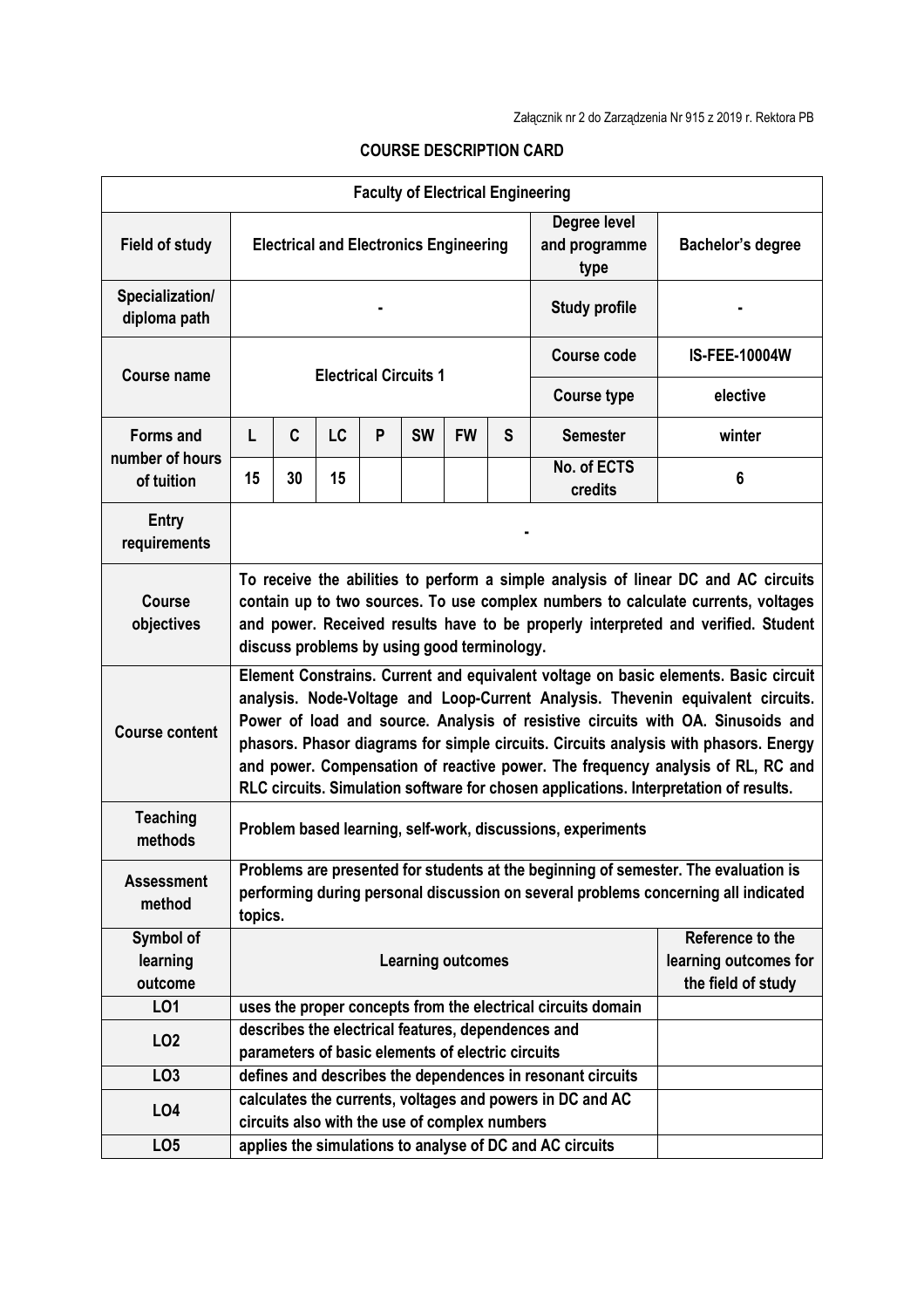Załącznik nr 2 do Zarządzenia Nr 915 z 2019 r. Rektora PB

## COURSE DESCRIPTION CARD

| Faculty of Electrical Engineering | | | | | | | | | |
|---|---|---|---|---|---|---|---|---|---|
| **Field of study** | **Electrical and Electronics Engineering** | | | | | | | **Degree level and programme type** | **Bachelor's degree** |
| **Specialization/ diploma path** | **-** | | | | | | | **Study profile** | **-** |
| **Course name** | **Electrical Circuits 1** | | | | | | | **Course code** | **IS-FEE-10004W** |
| | | | | | | | | **Course type** | **elective** |
| **Forms and number of hours of tuition** | **L** | **C** | **LC** | **P** | **SW** | **FW** | **S** | **Semester** | **winter** |
| | **15** | **30** | **15** | | | | | **No. of ECTS credits** | **6** |
| **Entry requirements** | **-** | | | | | | | | |
| **Course objectives** | **To receive the abilities to perform a simple analysis of linear DC and AC circuits contain up to two sources. To use complex numbers to calculate currents, voltages and power. Received results have to be properly interpreted and verified. Student discuss problems by using good terminology.** | | | | | | | | |
| **Course content** | **Element Constrains. Current and equivalent voltage on basic elements. Basic circuit analysis. Node-Voltage and Loop-Current Analysis. Thevenin equivalent circuits. Power of load and source. Analysis of resistive circuits with OA. Sinusoids and phasors. Phasor diagrams for simple circuits. Circuits analysis with phasors. Energy and power. Compensation of reactive power. The frequency analysis of RL, RC and RLC circuits. Simulation software for chosen applications. Interpretation of results.** | | | | | | | | |
| **Teaching methods** | **Problem based learning, self-work, discussions, experiments** | | | | | | | | |
| **Assessment method** | **Problems are presented for students at the beginning of semester. The evaluation is performing during personal discussion on several problems concerning all indicated topics.** | | | | | | | | |
| **Symbol of learning outcome** | **Learning outcomes** | | | | | | | | **Reference to the learning outcomes for the field of study** |
| **LO1** | **uses the proper concepts from the electrical circuits domain** | | | | | | | | |
| **LO2** | **describes the electrical features, dependences and parameters of basic elements of electric circuits** | | | | | | | | |
| **LO3** | **defines and describes the dependences in resonant circuits** | | | | | | | | |
| **LO4** | **calculates the currents, voltages and powers in DC and AC circuits also with the use of complex numbers** | | | | | | | | |
| **LO5** | **applies the simulations to analyse of DC and AC circuits** | | | | | | | | |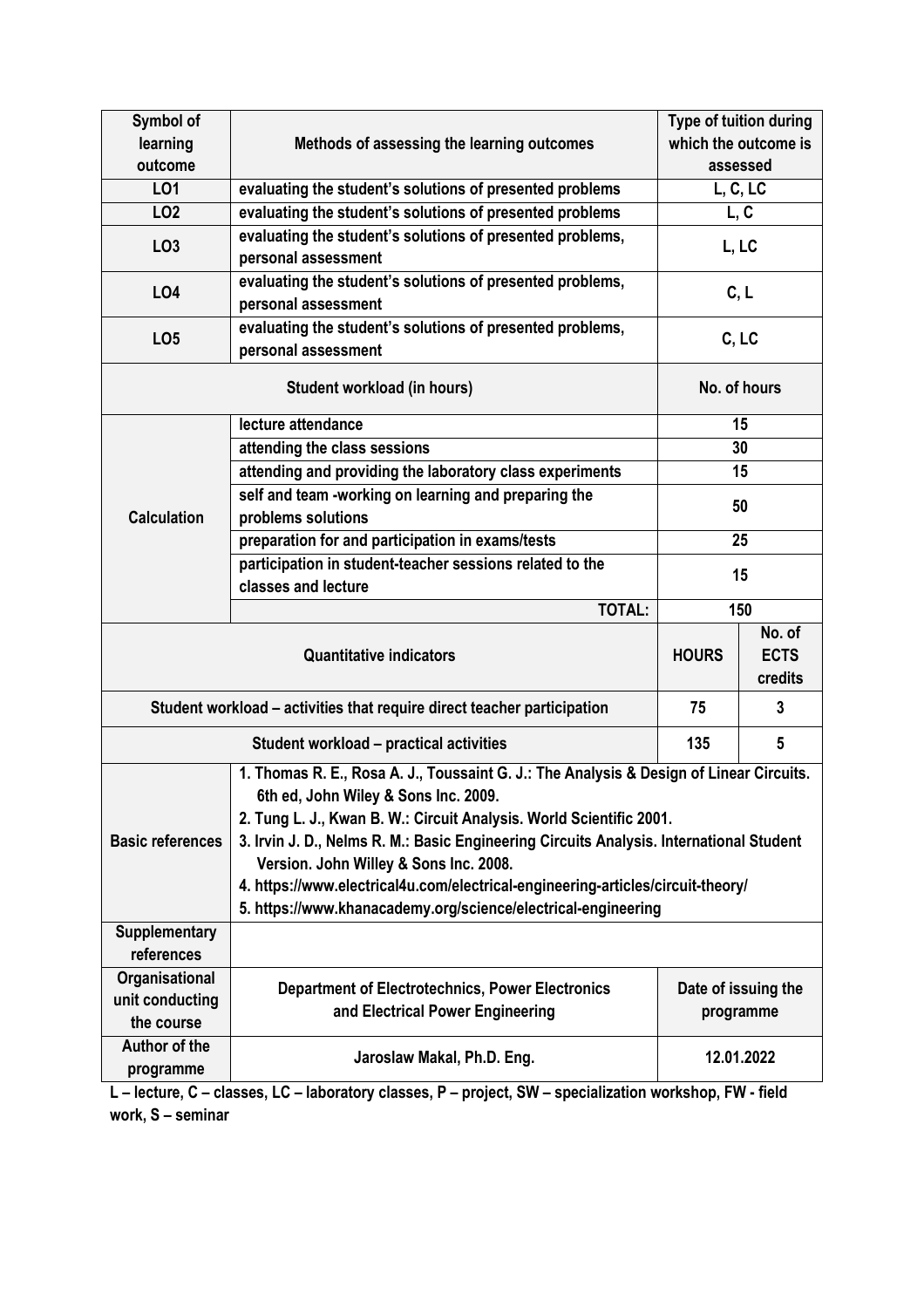| Symbol of learning outcome | Methods of assessing the learning outcomes | Type of tuition during which the outcome is assessed | |
|---|---|---|---|
| LO1 | evaluating the student's solutions of presented problems | L, C, LC | |
| LO2 | evaluating the student's solutions of presented problems | L, C | |
| LO3 | evaluating the student's solutions of presented problems, personal assessment | L, LC | |
| LO4 | evaluating the student's solutions of presented problems, personal assessment | C, L | |
| LO5 | evaluating the student's solutions of presented problems, personal assessment | C, LC | |
| **Student workload (in hours)** | | **No. of hours** | |
| Calculation | lecture attendance | 15 | |
| | attending the class sessions | 30 | |
| | attending and providing the laboratory class experiments | 15 | |
| | self and team -working on learning and preparing the problems solutions | 50 | |
| | preparation for and participation in exams/tests | 25 | |
| | participation in student-teacher sessions related to the classes and lecture | 15 | |
| | **TOTAL:** | 150 | |
| **Quantitative indicators** | | **HOURS** | **No. of ECTS credits** |
| Student workload – activities that require direct teacher participation | | 75 | 3 |
| Student workload – practical activities | | 135 | 5 |
| Basic references | 1. Thomas R. E., Rosa A. J., Toussaint G. J.: The Analysis & Design of Linear Circuits. 6th ed, John Wiley & Sons Inc. 2009.<br>2. Tung L. J., Kwan B. W.: Circuit Analysis. World Scientific 2001.<br>3. Irvin J. D., Nelms R. M.: Basic Engineering Circuits Analysis. International Student Version. John Willey & Sons Inc. 2008.<br>4. https://www.electrical4u.com/electrical-engineering-articles/circuit-theory/<br>5. https://www.khanacademy.org/science/electrical-engineering | | |
| Supplementary references | | | |
| Organisational unit conducting the course | Department of Electrotechnics, Power Electronics and Electrical Power Engineering | Date of issuing the programme | |
| Author of the programme | Jaroslaw Makal, Ph.D. Eng. | 12.01.2022 | |

L – lecture, C – classes, LC – laboratory classes, P – project, SW – specialization workshop, FW - field work, S – seminar